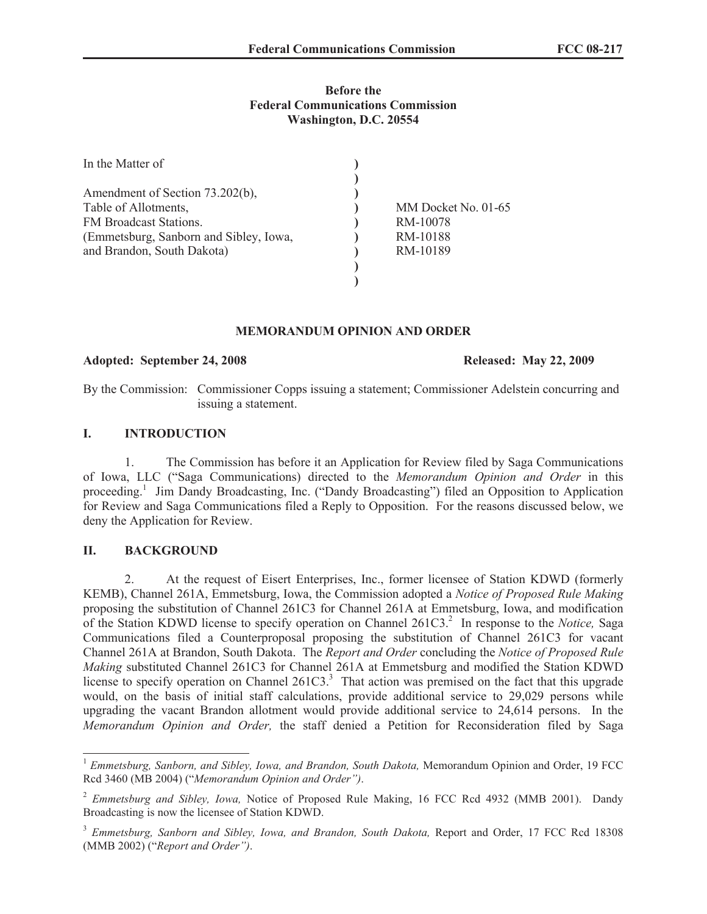**Before the**
**Federal Communications Commission**
**Washington, D.C. 20554**

| | | |
|---|---|---|
| In the Matter of | ) | |
| | ) | |
| Amendment of Section 73.202(b), | ) | |
| Table of Allotments, | ) | MM Docket No. 01-65 |
| FM Broadcast Stations. | ) | RM-10078 |
| (Emmetsburg, Sanborn and Sibley, Iowa, | ) | RM-10188 |
| and Brandon, South Dakota) | ) | RM-10189 |
| | ) | |
| | ) | |

**MEMORANDUM OPINION AND ORDER**

**Adopted: September 24, 2008** **Released: May 22, 2009**

By the Commission: Commissioner Copps issuing a statement; Commissioner Adelstein concurring and issuing a statement.

## I. INTRODUCTION

1. The Commission has before it an Application for Review filed by Saga Communications of Iowa, LLC ("Saga Communications) directed to the *Memorandum Opinion and Order* in this proceeding.[1] Jim Dandy Broadcasting, Inc. ("Dandy Broadcasting") filed an Opposition to Application for Review and Saga Communications filed a Reply to Opposition. For the reasons discussed below, we deny the Application for Review.

## II. BACKGROUND

2. At the request of Eisert Enterprises, Inc., former licensee of Station KDWD (formerly KEMB), Channel 261A, Emmetsburg, Iowa, the Commission adopted a *Notice of Proposed Rule Making* proposing the substitution of Channel 261C3 for Channel 261A at Emmetsburg, Iowa, and modification of the Station KDWD license to specify operation on Channel 261C3.[2] In response to the *Notice,* Saga Communications filed a Counterproposal proposing the substitution of Channel 261C3 for vacant Channel 261A at Brandon, South Dakota. The *Report and Order* concluding the *Notice of Proposed Rule Making* substituted Channel 261C3 for Channel 261A at Emmetsburg and modified the Station KDWD license to specify operation on Channel 261C3.[3] That action was premised on the fact that this upgrade would, on the basis of initial staff calculations, provide additional service to 29,029 persons while upgrading the vacant Brandon allotment would provide additional service to 24,614 persons. In the *Memorandum Opinion and Order,* the staff denied a Petition for Reconsideration filed by Saga

---

[1] *Emmetsburg, Sanborn, and Sibley, Iowa, and Brandon, South Dakota,* Memorandum Opinion and Order, 19 FCC Rcd 3460 (MB 2004) ("*Memorandum Opinion and Order").*

[2] *Emmetsburg and Sibley, Iowa,* Notice of Proposed Rule Making, 16 FCC Rcd 4932 (MMB 2001). Dandy Broadcasting is now the licensee of Station KDWD.

[3] *Emmetsburg, Sanborn and Sibley, Iowa, and Brandon, South Dakota,* Report and Order, 17 FCC Rcd 18308 (MMB 2002) ("*Report and Order").*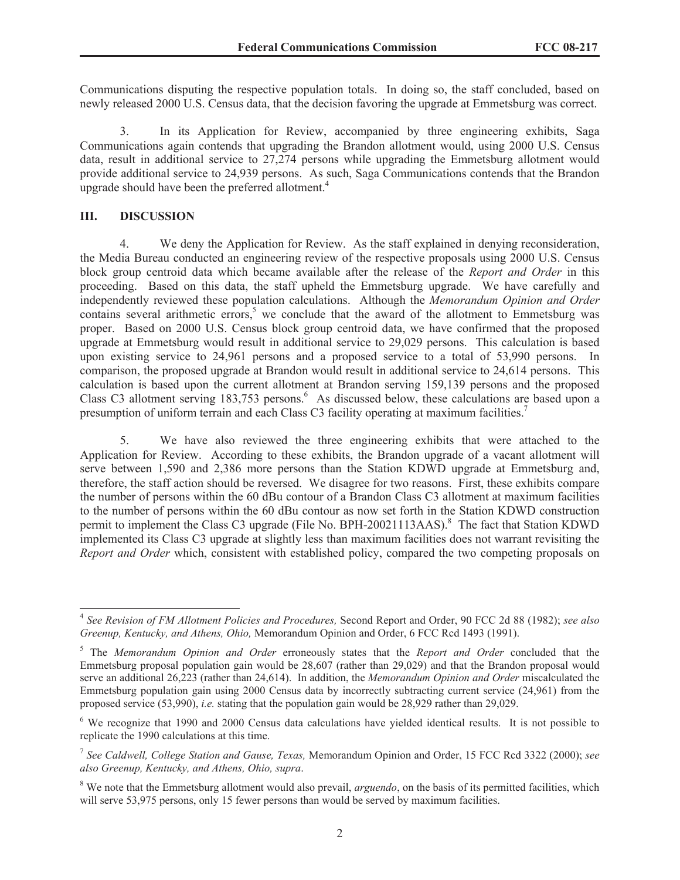Communications disputing the respective population totals. In doing so, the staff concluded, based on newly released 2000 U.S. Census data, that the decision favoring the upgrade at Emmetsburg was correct.

3. In its Application for Review, accompanied by three engineering exhibits, Saga Communications again contends that upgrading the Brandon allotment would, using 2000 U.S. Census data, result in additional service to 27,274 persons while upgrading the Emmetsburg allotment would provide additional service to 24,939 persons. As such, Saga Communications contends that the Brandon upgrade should have been the preferred allotment.[4]

## III. DISCUSSION

4. We deny the Application for Review. As the staff explained in denying reconsideration, the Media Bureau conducted an engineering review of the respective proposals using 2000 U.S. Census block group centroid data which became available after the release of the *Report and Order* in this proceeding. Based on this data, the staff upheld the Emmetsburg upgrade. We have carefully and independently reviewed these population calculations. Although the *Memorandum Opinion and Order* contains several arithmetic errors,[5] we conclude that the award of the allotment to Emmetsburg was proper. Based on 2000 U.S. Census block group centroid data, we have confirmed that the proposed upgrade at Emmetsburg would result in additional service to 29,029 persons. This calculation is based upon existing service to 24,961 persons and a proposed service to a total of 53,990 persons. In comparison, the proposed upgrade at Brandon would result in additional service to 24,614 persons. This calculation is based upon the current allotment at Brandon serving 159,139 persons and the proposed Class C3 allotment serving 183,753 persons.[6] As discussed below, these calculations are based upon a presumption of uniform terrain and each Class C3 facility operating at maximum facilities.[7]

5. We have also reviewed the three engineering exhibits that were attached to the Application for Review. According to these exhibits, the Brandon upgrade of a vacant allotment will serve between 1,590 and 2,386 more persons than the Station KDWD upgrade at Emmetsburg and, therefore, the staff action should be reversed. We disagree for two reasons. First, these exhibits compare the number of persons within the 60 dBu contour of a Brandon Class C3 allotment at maximum facilities to the number of persons within the 60 dBu contour as now set forth in the Station KDWD construction permit to implement the Class C3 upgrade (File No. BPH-20021113AAS).[8] The fact that Station KDWD implemented its Class C3 upgrade at slightly less than maximum facilities does not warrant revisiting the *Report and Order* which, consistent with established policy, compared the two competing proposals on

---

[4] *See Revision of FM Allotment Policies and Procedures,* Second Report and Order, 90 FCC 2d 88 (1982); *see also Greenup, Kentucky, and Athens, Ohio,* Memorandum Opinion and Order, 6 FCC Rcd 1493 (1991).

[5] The *Memorandum Opinion and Order* erroneously states that the *Report and Order* concluded that the Emmetsburg proposal population gain would be 28,607 (rather than 29,029) and that the Brandon proposal would serve an additional 26,223 (rather than 24,614). In addition, the *Memorandum Opinion and Order* miscalculated the Emmetsburg population gain using 2000 Census data by incorrectly subtracting current service (24,961) from the proposed service (53,990), *i.e.* stating that the population gain would be 28,929 rather than 29,029.

[6] We recognize that 1990 and 2000 Census data calculations have yielded identical results. It is not possible to replicate the 1990 calculations at this time.

[7] *See Caldwell, College Station and Gause, Texas,* Memorandum Opinion and Order, 15 FCC Rcd 3322 (2000); *see also Greenup, Kentucky, and Athens, Ohio, supra*.

[8] We note that the Emmetsburg allotment would also prevail, *arguendo*, on the basis of its permitted facilities, which will serve 53,975 persons, only 15 fewer persons than would be served by maximum facilities.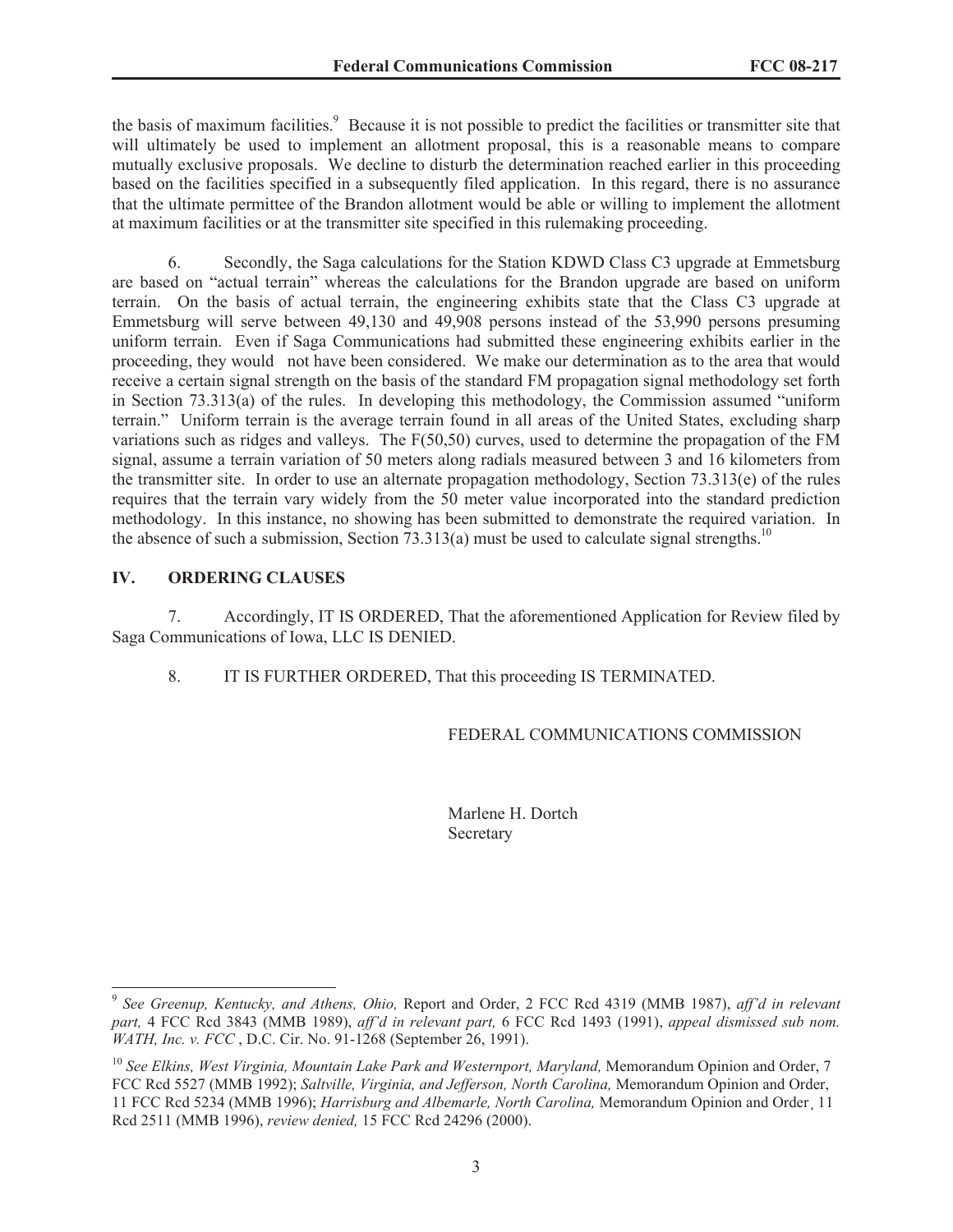the basis of maximum facilities.[9] Because it is not possible to predict the facilities or transmitter site that will ultimately be used to implement an allotment proposal, this is a reasonable means to compare mutually exclusive proposals. We decline to disturb the determination reached earlier in this proceeding based on the facilities specified in a subsequently filed application. In this regard, there is no assurance that the ultimate permittee of the Brandon allotment would be able or willing to implement the allotment at maximum facilities or at the transmitter site specified in this rulemaking proceeding.

6. Secondly, the Saga calculations for the Station KDWD Class C3 upgrade at Emmetsburg are based on "actual terrain" whereas the calculations for the Brandon upgrade are based on uniform terrain. On the basis of actual terrain, the engineering exhibits state that the Class C3 upgrade at Emmetsburg will serve between 49,130 and 49,908 persons instead of the 53,990 persons presuming uniform terrain. Even if Saga Communications had submitted these engineering exhibits earlier in the proceeding, they would not have been considered. We make our determination as to the area that would receive a certain signal strength on the basis of the standard FM propagation signal methodology set forth in Section 73.313(a) of the rules. In developing this methodology, the Commission assumed "uniform terrain." Uniform terrain is the average terrain found in all areas of the United States, excluding sharp variations such as ridges and valleys. The F(50,50) curves, used to determine the propagation of the FM signal, assume a terrain variation of 50 meters along radials measured between 3 and 16 kilometers from the transmitter site. In order to use an alternate propagation methodology, Section 73.313(e) of the rules requires that the terrain vary widely from the 50 meter value incorporated into the standard prediction methodology. In this instance, no showing has been submitted to demonstrate the required variation. In the absence of such a submission, Section 73.313(a) must be used to calculate signal strengths.[10]

## IV. ORDERING CLAUSES

7. Accordingly, IT IS ORDERED, That the aforementioned Application for Review filed by Saga Communications of Iowa, LLC IS DENIED.

8. IT IS FURTHER ORDERED, That this proceeding IS TERMINATED.

FEDERAL COMMUNICATIONS COMMISSION

Marlene H. Dortch
Secretary

---

[9] *See Greenup, Kentucky, and Athens, Ohio,* Report and Order, 2 FCC Rcd 4319 (MMB 1987), *aff'd in relevant part,* 4 FCC Rcd 3843 (MMB 1989), *aff'd in relevant part,* 6 FCC Rcd 1493 (1991), *appeal dismissed sub nom. WATH, Inc. v. FCC* , D.C. Cir. No. 91-1268 (September 26, 1991).

[10] *See Elkins, West Virginia, Mountain Lake Park and Westernport, Maryland,* Memorandum Opinion and Order, 7 FCC Rcd 5527 (MMB 1992); *Saltville, Virginia, and Jefferson, North Carolina,* Memorandum Opinion and Order, 11 FCC Rcd 5234 (MMB 1996); *Harrisburg and Albemarle, North Carolina,* Memorandum Opinion and Order¸ 11 Rcd 2511 (MMB 1996), *review denied,* 15 FCC Rcd 24296 (2000).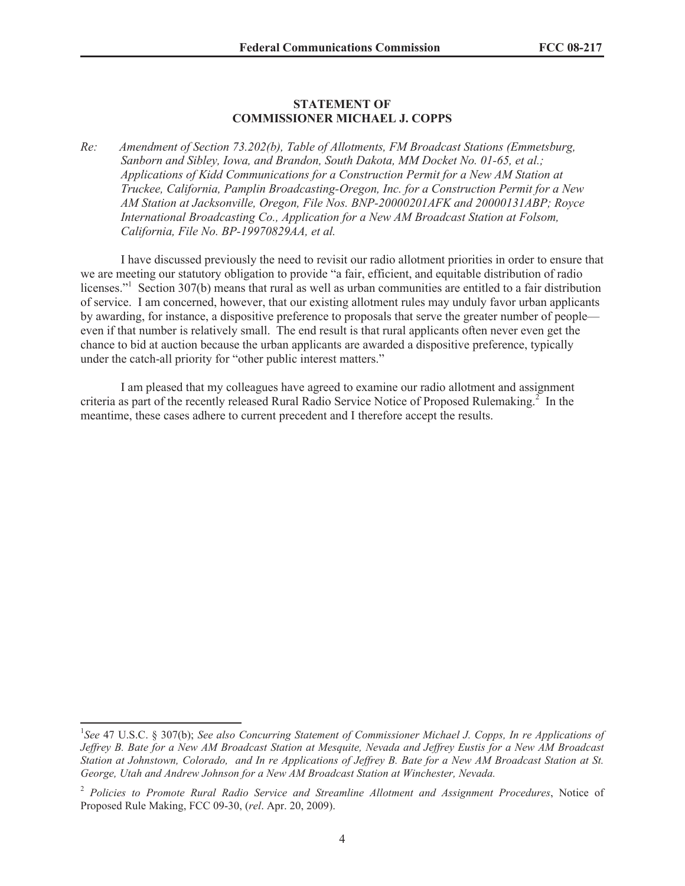**STATEMENT OF**
**COMMISSIONER MICHAEL J. COPPS**

*Re: Amendment of Section 73.202(b), Table of Allotments, FM Broadcast Stations (Emmetsburg, Sanborn and Sibley, Iowa, and Brandon, South Dakota, MM Docket No. 01-65, et al.; Applications of Kidd Communications for a Construction Permit for a New AM Station at Truckee, California, Pamplin Broadcasting-Oregon, Inc. for a Construction Permit for a New AM Station at Jacksonville, Oregon, File Nos. BNP-20000201AFK and 20000131ABP; Royce International Broadcasting Co., Application for a New AM Broadcast Station at Folsom, California, File No. BP-19970829AA, et al.*

I have discussed previously the need to revisit our radio allotment priorities in order to ensure that we are meeting our statutory obligation to provide "a fair, efficient, and equitable distribution of radio licenses."[1] Section 307(b) means that rural as well as urban communities are entitled to a fair distribution of service. I am concerned, however, that our existing allotment rules may unduly favor urban applicants by awarding, for instance, a dispositive preference to proposals that serve the greater number of people—even if that number is relatively small. The end result is that rural applicants often never even get the chance to bid at auction because the urban applicants are awarded a dispositive preference, typically under the catch-all priority for "other public interest matters."

I am pleased that my colleagues have agreed to examine our radio allotment and assignment criteria as part of the recently released Rural Radio Service Notice of Proposed Rulemaking.[2] In the meantime, these cases adhere to current precedent and I therefore accept the results.

---

[1] *See* 47 U.S.C. § 307(b); *See also Concurring Statement of Commissioner Michael J. Copps, In re Applications of Jeffrey B. Bate for a New AM Broadcast Station at Mesquite, Nevada and Jeffrey Eustis for a New AM Broadcast Station at Johnstown, Colorado, and In re Applications of Jeffrey B. Bate for a New AM Broadcast Station at St. George, Utah and Andrew Johnson for a New AM Broadcast Station at Winchester, Nevada.*

[2] *Policies to Promote Rural Radio Service and Streamline Allotment and Assignment Procedures*, Notice of Proposed Rule Making, FCC 09-30, (*rel*. Apr. 20, 2009).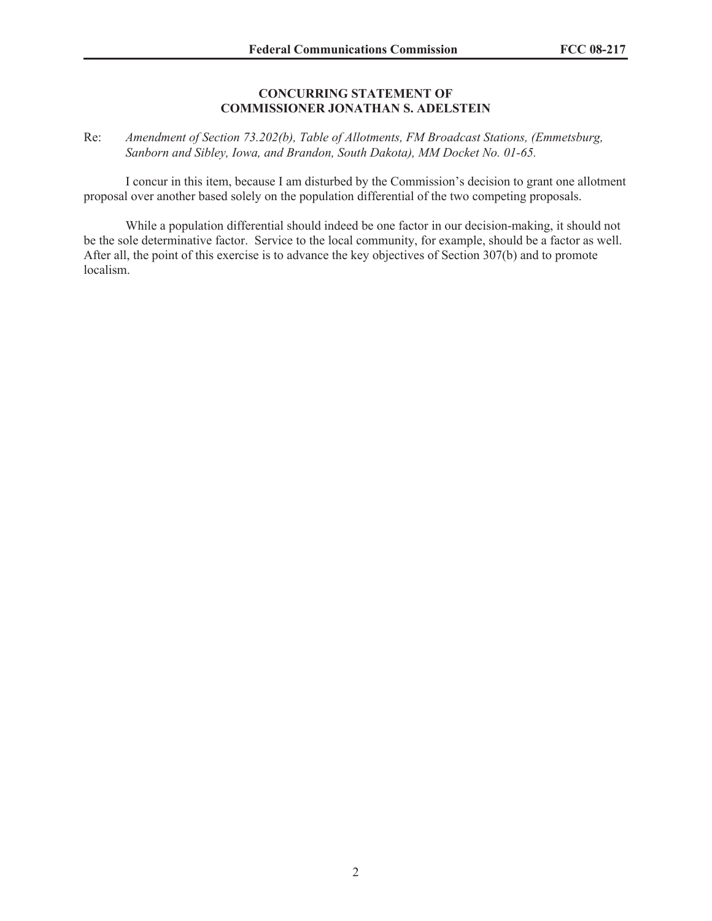## CONCURRING STATEMENT OF
## COMMISSIONER JONATHAN S. ADELSTEIN

Re: *Amendment of Section 73.202(b), Table of Allotments, FM Broadcast Stations, (Emmetsburg, Sanborn and Sibley, Iowa, and Brandon, South Dakota), MM Docket No. 01-65.*

I concur in this item, because I am disturbed by the Commission's decision to grant one allotment proposal over another based solely on the population differential of the two competing proposals.

While a population differential should indeed be one factor in our decision-making, it should not be the sole determinative factor. Service to the local community, for example, should be a factor as well. After all, the point of this exercise is to advance the key objectives of Section 307(b) and to promote localism.